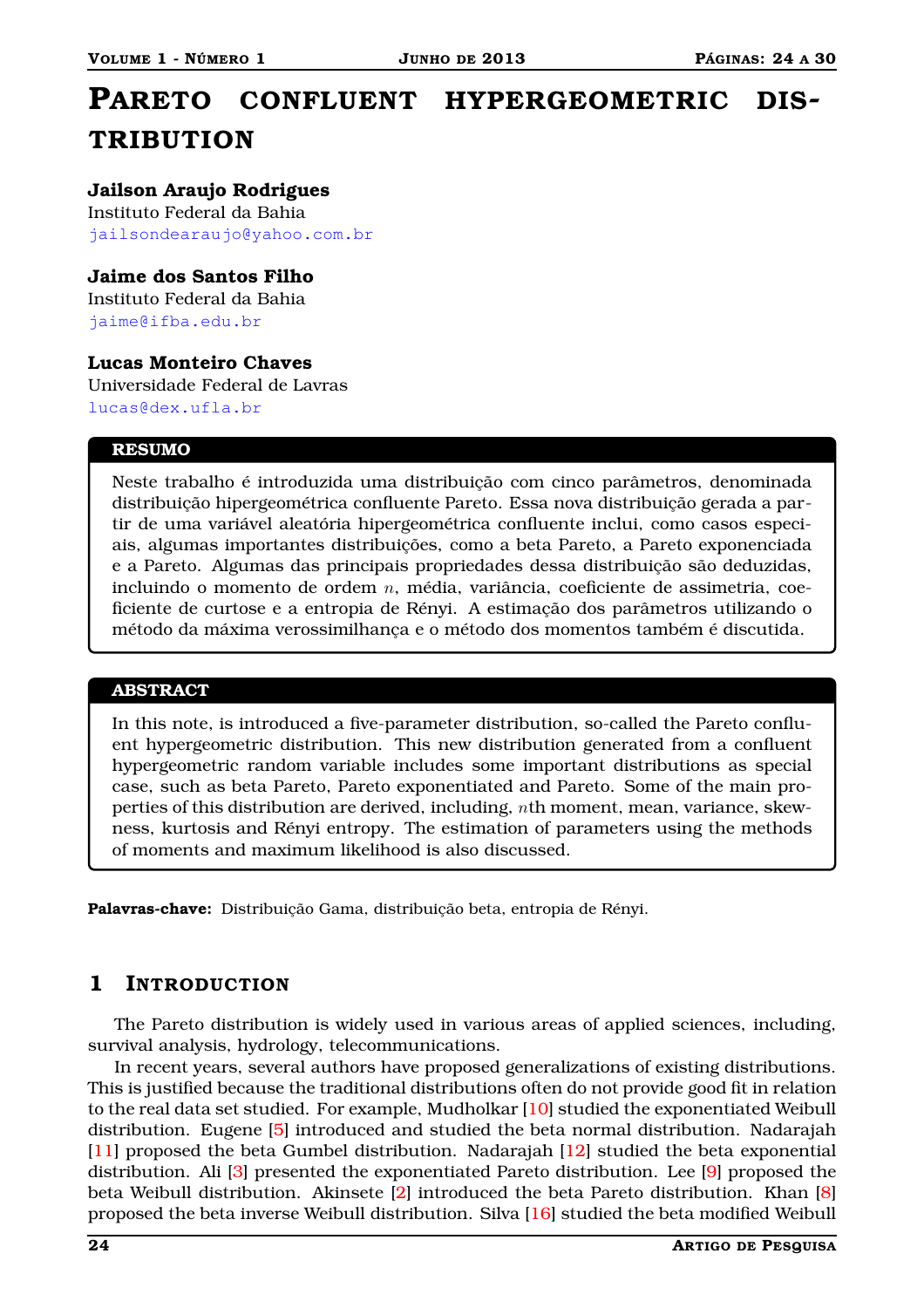# Pareto confluent hypergeometric distribution

**Jailson Araujo Rodrigues**
Instituto Federal da Bahia
jailsondearaujo@yahoo.com.br

**Jaime dos Santos Filho**
Instituto Federal da Bahia
jaime@ifba.edu.br

**Lucas Monteiro Chaves**
Universidade Federal de Lavras
lucas@dex.ufla.br

**RESUMO**

Neste trabalho é introduzida uma distribuição com cinco parâmetros, denominada distribuição hipergeométrica confluente Pareto. Essa nova distribuição gerada a partir de uma variável aleatória hipergeométrica confluente inclui, como casos especiais, algumas importantes distribuições, como a beta Pareto, a Pareto exponenciada e a Pareto. Algumas das principais propriedades dessa distribuição são deduzidas, incluindo o momento de ordem $n$, média, variância, coeficiente de assimetria, coeficiente de curtose e a entropia de Rényi. A estimação dos parâmetros utilizando o método da máxima verossimilhança e o método dos momentos também é discutida.

**ABSTRACT**

In this note, is introduced a five-parameter distribution, so-called the Pareto confluent hypergeometric distribution. This new distribution generated from a confluent hypergeometric random variable includes some important distributions as special case, such as beta Pareto, Pareto exponentiated and Pareto. Some of the main properties of this distribution are derived, including, $n$th moment, mean, variance, skewness, kurtosis and Rényi entropy. The estimation of parameters using the methods of moments and maximum likelihood is also discussed.

**Palavras-chave:** Distribuição Gama, distribuição beta, entropia de Rényi.

## 1 Introduction

The Pareto distribution is widely used in various areas of applied sciences, including, survival analysis, hydrology, telecommunications.

In recent years, several authors have proposed generalizations of existing distributions. This is justified because the traditional distributions often do not provide good fit in relation to the real data set studied. For example, Mudholkar [10] studied the exponentiated Weibull distribution. Eugene [5] introduced and studied the beta normal distribution. Nadarajah [11] proposed the beta Gumbel distribution. Nadarajah [12] studied the beta exponential distribution. Ali [3] presented the exponentiated Pareto distribution. Lee [9] proposed the beta Weibull distribution. Akinsete [2] introduced the beta Pareto distribution. Khan [8] proposed the beta inverse Weibull distribution. Silva [16] studied the beta modified Weibull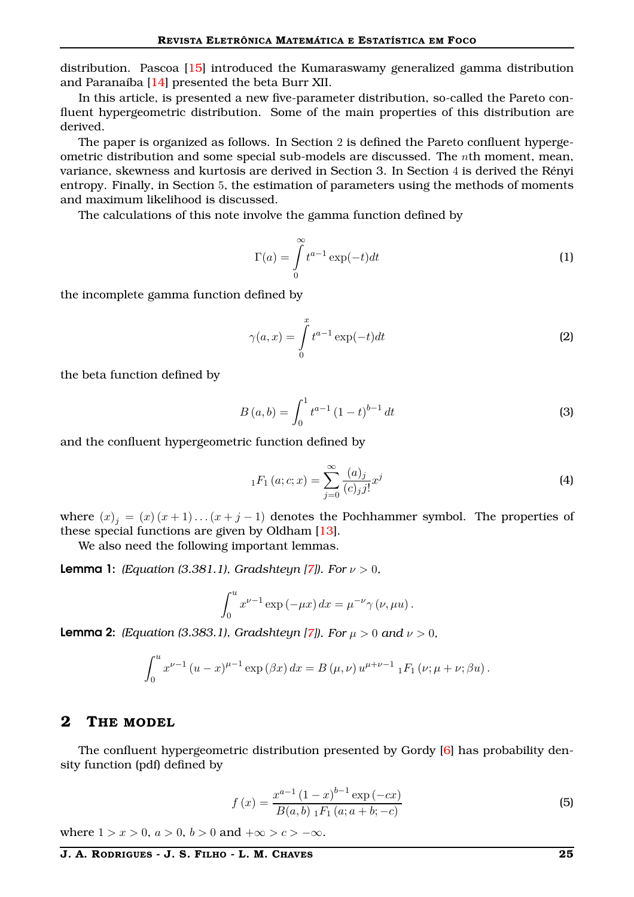distribution. Pascoa [15] introduced the Kumaraswamy generalized gamma distribution and Paranaíba [14] presented the beta Burr XII.

In this article, is presented a new five-parameter distribution, so-called the Pareto confluent hypergeometric distribution. Some of the main properties of this distribution are derived.

The paper is organized as follows. In Section 2 is defined the Pareto confluent hypergeometric distribution and some special sub-models are discussed. The $n$th moment, mean, variance, skewness and kurtosis are derived in Section 3. In Section 4 is derived the Rényi entropy. Finally, in Section 5, the estimation of parameters using the methods of moments and maximum likelihood is discussed.

The calculations of this note involve the gamma function defined by

$$\Gamma(a) = \int_0^\infty t^{a-1}\exp(-t)dt \tag{1}$$

the incomplete gamma function defined by

$$\gamma(a,x) = \int_0^x t^{a-1}\exp(-t)dt \tag{2}$$

the beta function defined by

$$B\left(a,b\right) = \int_0^1 t^{a-1}\left(1-t\right)^{b-1}dt \tag{3}$$

and the confluent hypergeometric function defined by

$${}_1F_1\left(a;c;x\right) = \sum_{j=0}^{\infty}\frac{(a)_j}{(c)_j j!}x^j \tag{4}$$

where $(x)_j = (x)(x+1)\ldots(x+j-1)$ denotes the Pochhammer symbol. The properties of these special functions are given by Oldham [13].

We also need the following important lemmas.

**Lemma 1:** *(Equation (3.381.1), Gradshteyn [7]). For $\nu > 0$,*

$$\int_0^u x^{\nu-1}\exp\left(-\mu x\right)dx = \mu^{-\nu}\gamma\left(\nu,\mu u\right).$$

**Lemma 2:** *(Equation (3.383.1), Gradshteyn [7]). For $\mu > 0$ and $\nu > 0$,*

$$\int_0^u x^{\nu-1}\left(u-x\right)^{\mu-1}\exp\left(\beta x\right)dx = B\left(\mu,\nu\right)u^{\mu+\nu-1}\,{}_1F_1\left(\nu;\mu+\nu;\beta u\right).$$

## 2 The model

The confluent hypergeometric distribution presented by Gordy [6] has probability density function (pdf) defined by

$$f\left(x\right) = \frac{x^{a-1}\left(1-x\right)^{b-1}\exp\left(-cx\right)}{B(a,b)\,{}_1F_1\left(a;a+b;-c\right)} \tag{5}$$

where $1 > x > 0$, $a > 0$, $b > 0$ and $+\infty > c > -\infty$.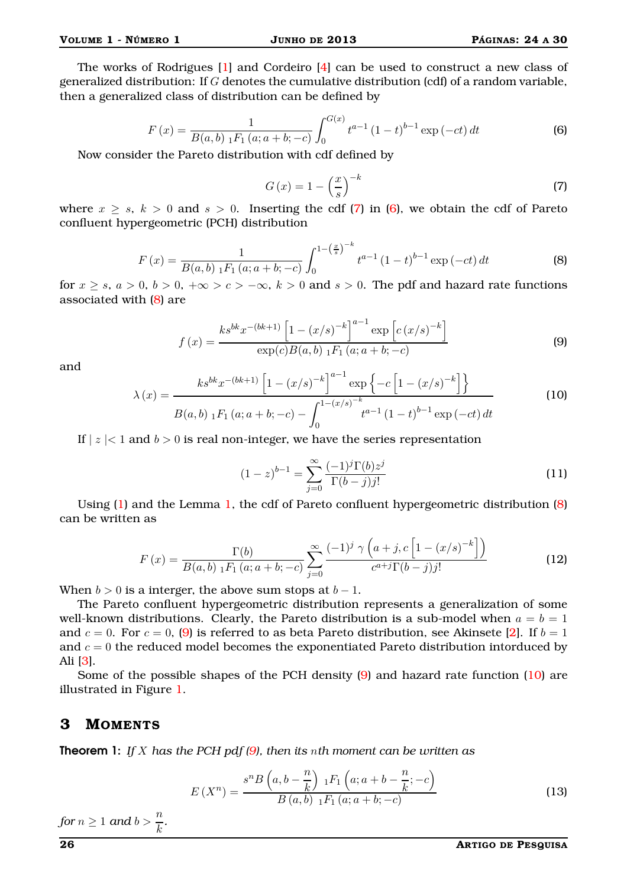The works of Rodrigues [1] and Cordeiro [4] can be used to construct a new class of generalized distribution: If $G$ denotes the cumulative distribution (cdf) of a random variable, then a generalized class of distribution can be defined by

$$F(x) = \frac{1}{B(a,b)\ {}_1F_1(a; a+b; -c)} \int_0^{G(x)} t^{a-1}(1-t)^{b-1} \exp(-ct)\, dt \tag{6}$$

Now consider the Pareto distribution with cdf defined by

$$G(x) = 1 - \left(\frac{x}{s}\right)^{-k} \tag{7}$$

where $x \geq s$, $k > 0$ and $s > 0$. Inserting the cdf (7) in (6), we obtain the cdf of Pareto confluent hypergeometric (PCH) distribution

$$F(x) = \frac{1}{B(a,b)\ {}_1F_1(a; a+b; -c)} \int_0^{1-\left(\frac{x}{s}\right)^{-k}} t^{a-1}(1-t)^{b-1} \exp(-ct)\, dt \tag{8}$$

for $x \geq s$, $a > 0$, $b > 0$, $+\infty > c > -\infty$, $k > 0$ and $s > 0$. The pdf and hazard rate functions associated with (8) are

$$f(x) = \frac{k s^{bk} x^{-(bk+1)} \left[1 - (x/s)^{-k}\right]^{a-1} \exp\left[c\,(x/s)^{-k}\right]}{\exp(c) B(a,b)\ {}_1F_1(a; a+b; -c)} \tag{9}$$

and

$$\lambda(x) = \frac{k s^{bk} x^{-(bk+1)} \left[1 - (x/s)^{-k}\right]^{a-1} \exp\left\{-c\left[1 - (x/s)^{-k}\right]\right\}}{B(a,b)\ {}_1F_1(a; a+b; -c) - \displaystyle\int_0^{1-(x/s)^{-k}} t^{a-1}(1-t)^{b-1} \exp(-ct)\, dt} \tag{10}$$

If $|z| < 1$ and $b > 0$ is real non-integer, we have the series representation

$$(1-z)^{b-1} = \sum_{j=0}^{\infty} \frac{(-1)^j \Gamma(b) z^j}{\Gamma(b-j) j!} \tag{11}$$

Using (1) and the Lemma 1, the cdf of Pareto confluent hypergeometric distribution (8) can be written as

$$F(x) = \frac{\Gamma(b)}{B(a,b)\ {}_1F_1(a; a+b; -c)} \sum_{j=0}^{\infty} \frac{(-1)^j\ \gamma\left(a+j, c\left[1 - (x/s)^{-k}\right]\right)}{c^{a+j} \Gamma(b-j) j!} \tag{12}$$

When $b > 0$ is a interger, the above sum stops at $b-1$.

The Pareto confluent hypergeometric distribution represents a generalization of some well-known distributions. Clearly, the Pareto distribution is a sub-model when $a = b = 1$ and $c = 0$. For $c = 0$, (9) is referred to as beta Pareto distribution, see Akinsete [2]. If $b = 1$ and $c = 0$ the reduced model becomes the exponentiated Pareto distribution intorduced by Ali [3].

Some of the possible shapes of the PCH density (9) and hazard rate function (10) are illustrated in Figure 1.

## 3 Moments

**Theorem 1:** *If $X$ has the PCH pdf (9), then its $n$th moment can be written as*

$$E(X^n) = \frac{s^n B\left(a, b - \frac{n}{k}\right)\ {}_1F_1\left(a; a + b - \frac{n}{k}; -c\right)}{B(a,b)\ {}_1F_1(a; a+b; -c)} \tag{13}$$

*for $n \geq 1$ and $b > \frac{n}{k}$.*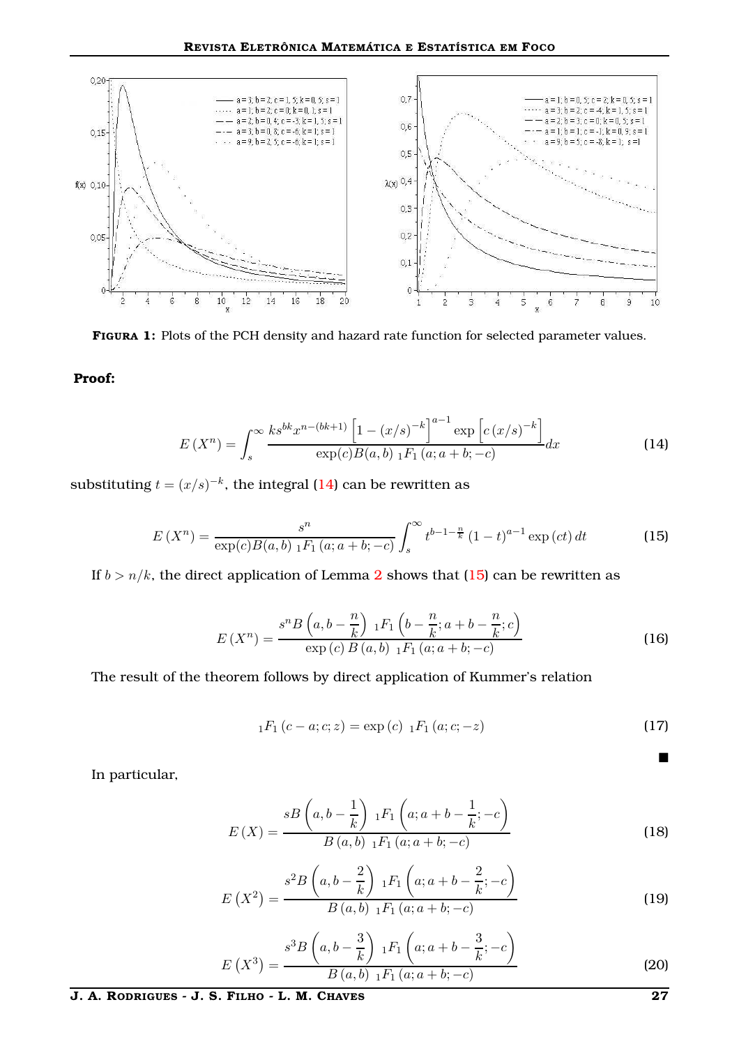**FIGURA 1:** Plots of the PCH density and hazard rate function for selected parameter values.

**Proof:**

$$E\left(X^n\right) = \int_s^{\infty} \frac{ks^{bk}x^{n-(bk+1)}\left[1-(x/s)^{-k}\right]^{a-1}\exp\left[c\,(x/s)^{-k}\right]}{\exp(c)B(a,b)\ {}_1F_1\left(a;a+b;-c\right)}dx \tag{14}$$

substituting $t = (x/s)^{-k}$, the integral (14) can be rewritten as

$$E\left(X^n\right) = \frac{s^n}{\exp(c)B(a,b)\ {}_1F_1\left(a;a+b;-c\right)}\int_s^{\infty} t^{b-1-\frac{n}{k}}\left(1-t\right)^{a-1}\exp\left(ct\right)dt \tag{15}$$

If $b > n/k$, the direct application of Lemma 2 shows that (15) can be rewritten as

$$E\left(X^n\right) = \frac{s^n B\left(a, b-\dfrac{n}{k}\right)\ {}_1F_1\left(b-\dfrac{n}{k}; a+b-\dfrac{n}{k}; c\right)}{\exp\left(c\right)B\left(a,b\right)\ {}_1F_1\left(a;a+b;-c\right)} \tag{16}$$

The result of the theorem follows by direct application of Kummer's relation

$${}_1F_1\left(c-a;c;z\right) = \exp\left(c\right)\ {}_1F_1\left(a;c;-z\right) \tag{17}$$

■

In particular,

$$E\left(X\right) = \frac{sB\left(a, b-\dfrac{1}{k}\right)\ {}_1F_1\left(a; a+b-\dfrac{1}{k}; -c\right)}{B\left(a,b\right)\ {}_1F_1\left(a;a+b;-c\right)} \tag{18}$$

$$E\left(X^2\right) = \frac{s^2B\left(a, b-\dfrac{2}{k}\right)\ {}_1F_1\left(a; a+b-\dfrac{2}{k}; -c\right)}{B\left(a,b\right)\ {}_1F_1\left(a;a+b;-c\right)} \tag{19}$$

$$E\left(X^3\right) = \frac{s^3B\left(a, b-\dfrac{3}{k}\right)\ {}_1F_1\left(a; a+b-\dfrac{3}{k}; -c\right)}{B\left(a,b\right)\ {}_1F_1\left(a;a+b;-c\right)} \tag{20}$$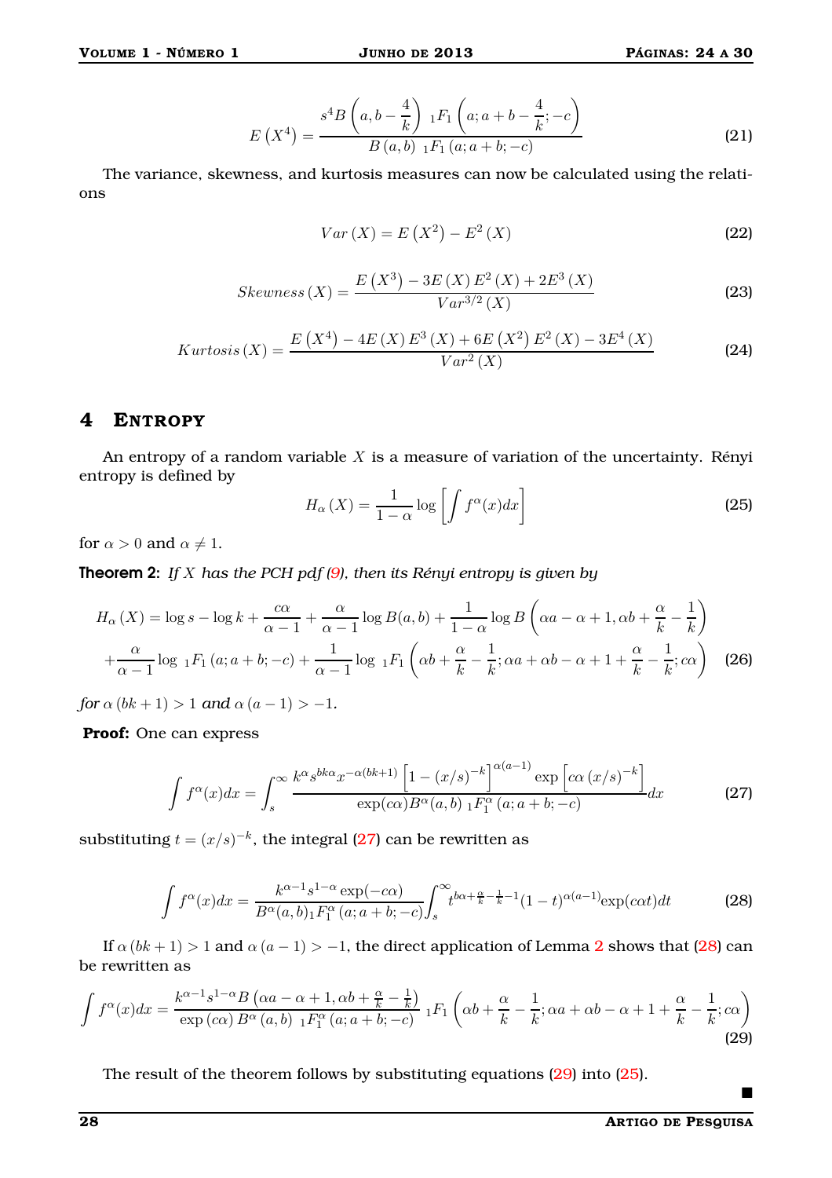$$
E\left(X^4\right)=\frac{s^4 B\left(a,b-\dfrac{4}{k}\right)\ {}_1F_1\left(a;a+b-\dfrac{4}{k};-c\right)}{B\left(a,b\right)\ {}_1F_1\left(a;a+b;-c\right)} \tag{21}
$$

The variance, skewness, and kurtosis measures can now be calculated using the relations

$$
Var\left(X\right)=E\left(X^2\right)-E^2\left(X\right) \tag{22}
$$

$$
Skewness\left(X\right)=\frac{E\left(X^3\right)-3E\left(X\right)E^2\left(X\right)+2E^3\left(X\right)}{Var^{3/2}\left(X\right)} \tag{23}
$$

$$
Kurtosis\left(X\right)=\frac{E\left(X^4\right)-4E\left(X\right)E^3\left(X\right)+6E\left(X^2\right)E^2\left(X\right)-3E^4\left(X\right)}{Var^2\left(X\right)} \tag{24}
$$

## 4 Entropy

An entropy of a random variable $X$ is a measure of variation of the uncertainty. Rényi entropy is defined by

$$
H_\alpha\left(X\right)=\frac{1}{1-\alpha}\log\left[\int f^\alpha(x)dx\right] \tag{25}
$$

for $\alpha>0$ and $\alpha\neq 1$.

**Theorem 2:** *If $X$ has the PCH pdf (9), then its Rényi entropy is given by*

$$
\begin{aligned}
H_\alpha\left(X\right)=&\log s-\log k+\frac{c\alpha}{\alpha-1}+\frac{\alpha}{\alpha-1}\log B(a,b)+\frac{1}{1-\alpha}\log B\left(\alpha a-\alpha+1,\alpha b+\frac{\alpha}{k}-\frac{1}{k}\right)\\
&+\frac{\alpha}{\alpha-1}\log\ {}_1F_1\left(a;a+b;-c\right)+\frac{1}{\alpha-1}\log\ {}_1F_1\left(\alpha b+\frac{\alpha}{k}-\frac{1}{k};\alpha a+\alpha b-\alpha+1+\frac{\alpha}{k}-\frac{1}{k};c\alpha\right)
\end{aligned} \tag{26}
$$

*for $\alpha\left(bk+1\right)>1$ and $\alpha\left(a-1\right)>-1$.*

**Proof:** One can express

$$
\int f^\alpha(x)dx=\int_s^\infty\frac{k^\alpha s^{bk\alpha}x^{-\alpha(bk+1)}\left[1-\left(x/s\right)^{-k}\right]^{\alpha(a-1)}\exp\left[c\alpha\left(x/s\right)^{-k}\right]}{\exp(c\alpha)B^\alpha(a,b)\ {}_1F_1^\alpha\left(a;a+b;-c\right)}dx \tag{27}
$$

substituting $t=\left(x/s\right)^{-k}$, the integral (27) can be rewritten as

$$
\int f^\alpha(x)dx=\frac{k^{\alpha-1}s^{1-\alpha}\exp(-c\alpha)}{B^\alpha(a,b){}_1F_1^\alpha\left(a;a+b;-c\right)}\int_s^\infty t^{b\alpha+\frac{\alpha}{k}-\frac{1}{k}-1}(1-t)^{\alpha(a-1)}\exp(c\alpha t)dt \tag{28}
$$

If $\alpha\left(bk+1\right)>1$ and $\alpha\left(a-1\right)>-1$, the direct application of Lemma 2 shows that (28) can be rewritten as

$$
\int f^\alpha(x)dx=\frac{k^{\alpha-1}s^{1-\alpha}B\left(\alpha a-\alpha+1,\alpha b+\frac{\alpha}{k}-\frac{1}{k}\right)}{\exp\left(c\alpha\right)B^\alpha\left(a,b\right)\ {}_1F_1^\alpha\left(a;a+b;-c\right)}\ {}_1F_1\left(\alpha b+\frac{\alpha}{k}-\frac{1}{k};\alpha a+\alpha b-\alpha+1+\frac{\alpha}{k}-\frac{1}{k};c\alpha\right) \tag{29}
$$

The result of the theorem follows by substituting equations (29) into (25).

∎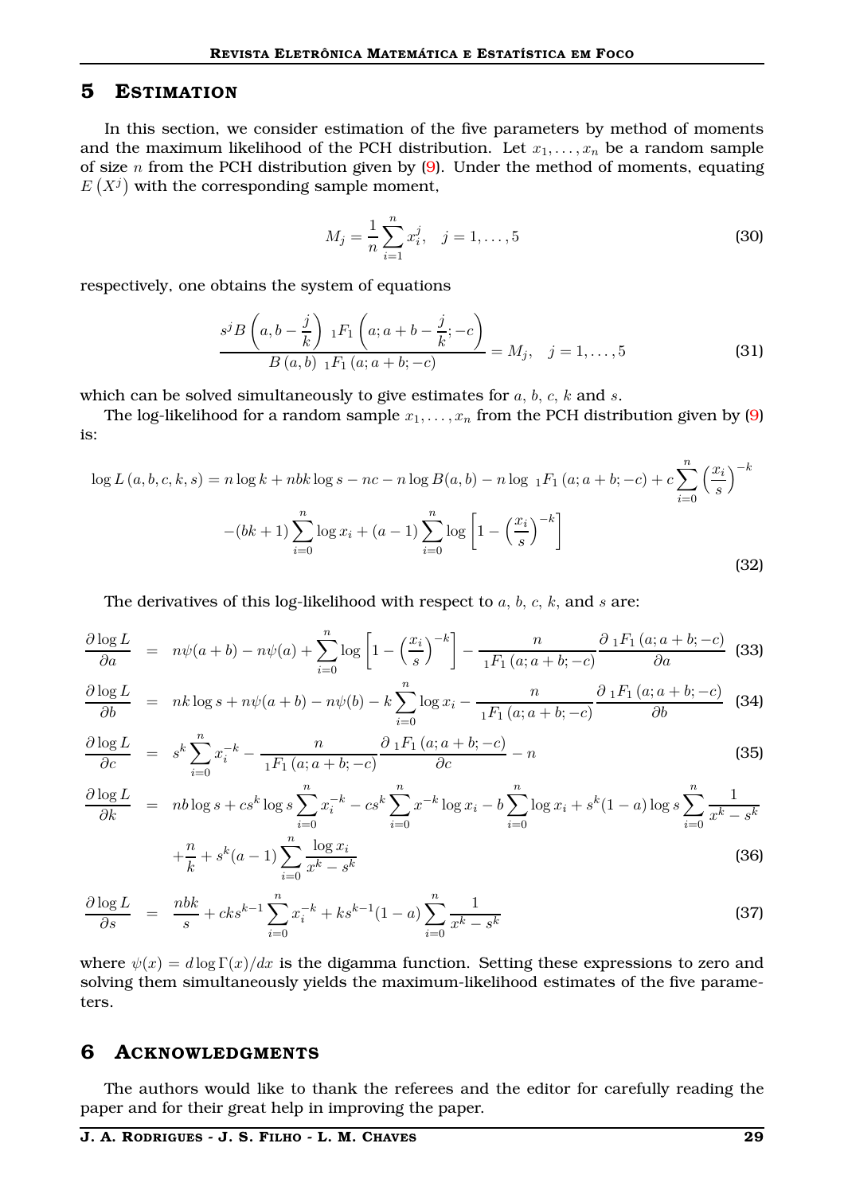## 5 Estimation

In this section, we consider estimation of the five parameters by method of moments and the maximum likelihood of the PCH distribution. Let $x_1, \ldots, x_n$ be a random sample of size $n$ from the PCH distribution given by (9). Under the method of moments, equating $E\left(X^j\right)$ with the corresponding sample moment,

$$M_j = \frac{1}{n} \sum_{i=1}^{n} x_i^j, \quad j = 1, \ldots, 5 \tag{30}$$

respectively, one obtains the system of equations

$$\frac{s^j B\left(a, b - \frac{j}{k}\right) \ {}_1F_1\left(a; a + b - \frac{j}{k}; -c\right)}{B\left(a, b\right) \ {}_1F_1\left(a; a + b; -c\right)} = M_j, \quad j = 1, \ldots, 5 \tag{31}$$

which can be solved simultaneously to give estimates for $a$, $b$, $c$, $k$ and $s$.

The log-likelihood for a random sample $x_1, \ldots, x_n$ from the PCH distribution given by (9) is:

$$\log L\left(a, b, c, k, s\right) = n \log k + nbk \log s - nc - n \log B(a, b) - n \log \ {}_1F_1\left(a; a + b; -c\right) + c \sum_{i=0}^{n} \left(\frac{x_i}{s}\right)^{-k}$$
$$-(bk + 1) \sum_{i=0}^{n} \log x_i + (a - 1) \sum_{i=0}^{n} \log \left[1 - \left(\frac{x_i}{s}\right)^{-k}\right] \tag{32}$$

The derivatives of this log-likelihood with respect to $a$, $b$, $c$, $k$, and $s$ are:

$$\frac{\partial \log L}{\partial a} = n\psi(a + b) - n\psi(a) + \sum_{i=0}^{n} \log \left[1 - \left(\frac{x_i}{s}\right)^{-k}\right] - \frac{n}{{}_1F_1\left(a; a + b; -c\right)} \frac{\partial \ {}_1F_1\left(a; a + b; -c\right)}{\partial a} \tag{33}$$

$$\frac{\partial \log L}{\partial b} = nk \log s + n\psi(a + b) - n\psi(b) - k \sum_{i=0}^{n} \log x_i - \frac{n}{{}_1F_1\left(a; a + b; -c\right)} \frac{\partial \ {}_1F_1\left(a; a + b; -c\right)}{\partial b} \tag{34}$$

$$\frac{\partial \log L}{\partial c} = s^k \sum_{i=0}^{n} x_i^{-k} - \frac{n}{{}_1F_1\left(a; a + b; -c\right)} \frac{\partial \ {}_1F_1\left(a; a + b; -c\right)}{\partial c} - n \tag{35}$$

$$\frac{\partial \log L}{\partial k} = nb \log s + cs^k \log s \sum_{i=0}^{n} x_i^{-k} - cs^k \sum_{i=0}^{n} x^{-k} \log x_i - b \sum_{i=0}^{n} \log x_i + s^k (1 - a) \log s \sum_{i=0}^{n} \frac{1}{x^k - s^k}$$
$$+ \frac{n}{k} + s^k (a - 1) \sum_{i=0}^{n} \frac{\log x_i}{x^k - s^k} \tag{36}$$

$$\frac{\partial \log L}{\partial s} = \frac{nbk}{s} + cks^{k-1} \sum_{i=0}^{n} x_i^{-k} + ks^{k-1}(1 - a) \sum_{i=0}^{n} \frac{1}{x^k - s^k} \tag{37}$$

where $\psi(x) = d \log \Gamma(x)/dx$ is the digamma function. Setting these expressions to zero and solving them simultaneously yields the maximum-likelihood estimates of the five parameters.

## 6 Acknowledgments

The authors would like to thank the referees and the editor for carefully reading the paper and for their great help in improving the paper.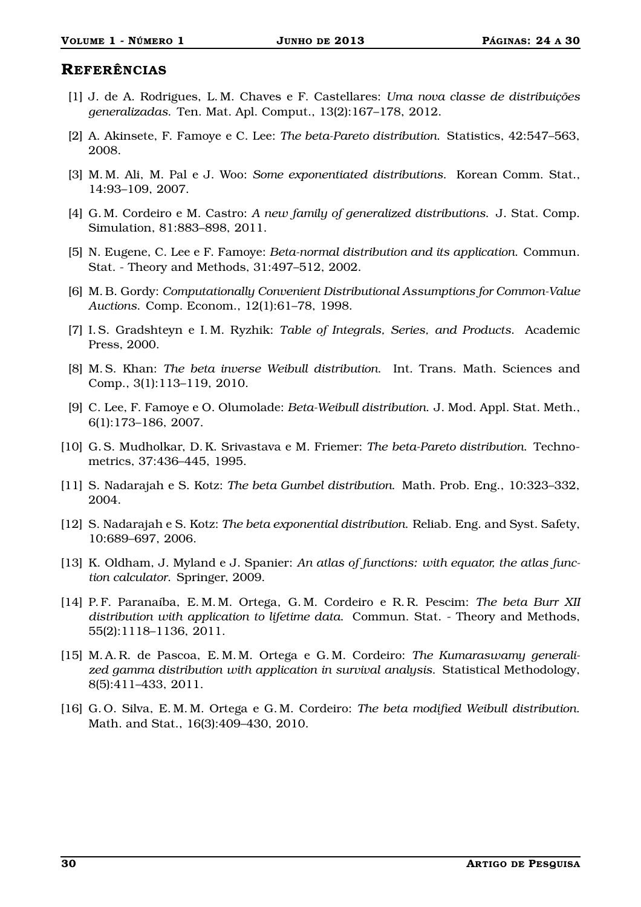## REFERÊNCIAS

[1] J. de A. Rodrigues, L. M. Chaves e F. Castellares: *Uma nova classe de distribuições generalizadas*. Ten. Mat. Apl. Comput., 13(2):167–178, 2012.

[2] A. Akinsete, F. Famoye e C. Lee: *The beta-Pareto distribution*. Statistics, 42:547–563, 2008.

[3] M. M. Ali, M. Pal e J. Woo: *Some exponentiated distributions*. Korean Comm. Stat., 14:93–109, 2007.

[4] G. M. Cordeiro e M. Castro: *A new family of generalized distributions*. J. Stat. Comp. Simulation, 81:883–898, 2011.

[5] N. Eugene, C. Lee e F. Famoye: *Beta-normal distribution and its application*. Commun. Stat. - Theory and Methods, 31:497–512, 2002.

[6] M. B. Gordy: *Computationally Convenient Distributional Assumptions for Common-Value Auctions*. Comp. Econom., 12(1):61–78, 1998.

[7] I. S. Gradshteyn e I. M. Ryzhik: *Table of Integrals, Series, and Products*. Academic Press, 2000.

[8] M. S. Khan: *The beta inverse Weibull distribution*. Int. Trans. Math. Sciences and Comp., 3(1):113–119, 2010.

[9] C. Lee, F. Famoye e O. Olumolade: *Beta-Weibull distribution*. J. Mod. Appl. Stat. Meth., 6(1):173–186, 2007.

[10] G. S. Mudholkar, D. K. Srivastava e M. Friemer: *The beta-Pareto distribution*. Technometrics, 37:436–445, 1995.

[11] S. Nadarajah e S. Kotz: *The beta Gumbel distribution*. Math. Prob. Eng., 10:323–332, 2004.

[12] S. Nadarajah e S. Kotz: *The beta exponential distribution*. Reliab. Eng. and Syst. Safety, 10:689–697, 2006.

[13] K. Oldham, J. Myland e J. Spanier: *An atlas of functions: with equator, the atlas function calculator*. Springer, 2009.

[14] P. F. Paranaíba, E. M. M. Ortega, G. M. Cordeiro e R. R. Pescim: *The beta Burr XII distribution with application to lifetime data*. Commun. Stat. - Theory and Methods, 55(2):1118–1136, 2011.

[15] M. A. R. de Pascoa, E. M. M. Ortega e G. M. Cordeiro: *The Kumaraswamy generalized gamma distribution with application in survival analysis*. Statistical Methodology, 8(5):411–433, 2011.

[16] G. O. Silva, E. M. M. Ortega e G. M. Cordeiro: *The beta modified Weibull distribution*. Math. and Stat., 16(3):409–430, 2010.